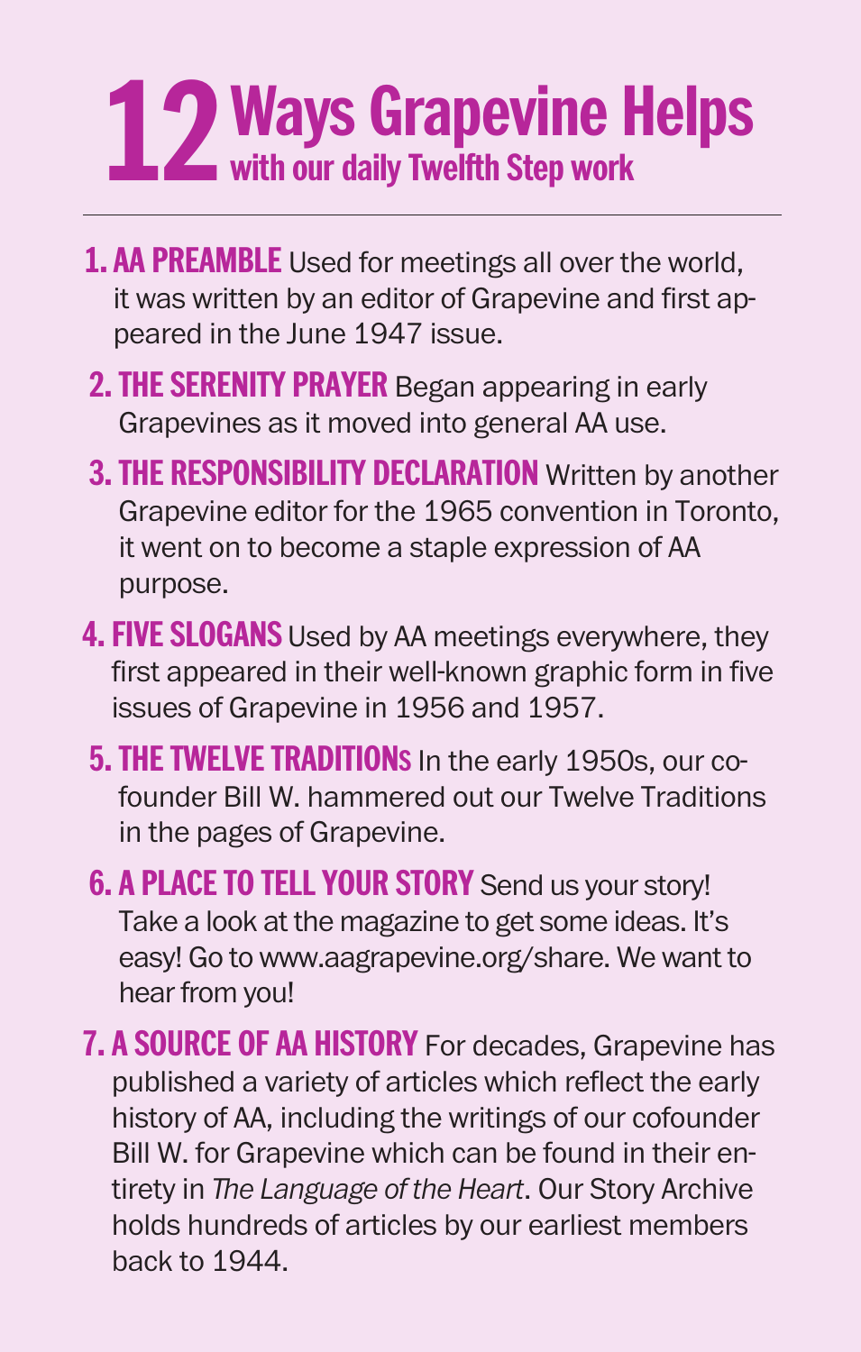# 12 Ways Grapevine Helps

## with our daily Twelfth Step work

---

1. **AA PREAMBLE** Used for meetings all over the world, it was written by an editor of Grapevine and first appeared in the June 1947 issue.
2. **THE SERENITY PRAYER** Began appearing in early Grapevines as it moved into general AA use.
3. **THE RESPONSIBILITY DECLARATION** Written by another Grapevine editor for the 1965 convention in Toronto, it went on to become a staple expression of AA purpose.
4. **FIVE SLOGANS** Used by AA meetings everywhere, they first appeared in their well-known graphic form in five issues of Grapevine in 1956 and 1957.
5. **THE TWELVE TRADITIONS** In the early 1950s, our cofounder Bill W. hammered out our Twelve Traditions in the pages of Grapevine.
6. **A PLACE TO TELL YOUR STORY** Send us your story! Take a look at the magazine to get some ideas. It's easy! Go to www.aagrapevine.org/share. We want to hear from you!
7. **A SOURCE OF AA HISTORY** For decades, Grapevine has published a variety of articles which reflect the early history of AA, including the writings of our cofounder Bill W. for Grapevine which can be found in their entirety in *The Language of the Heart*. Our Story Archive holds hundreds of articles by our earliest members back to 1944.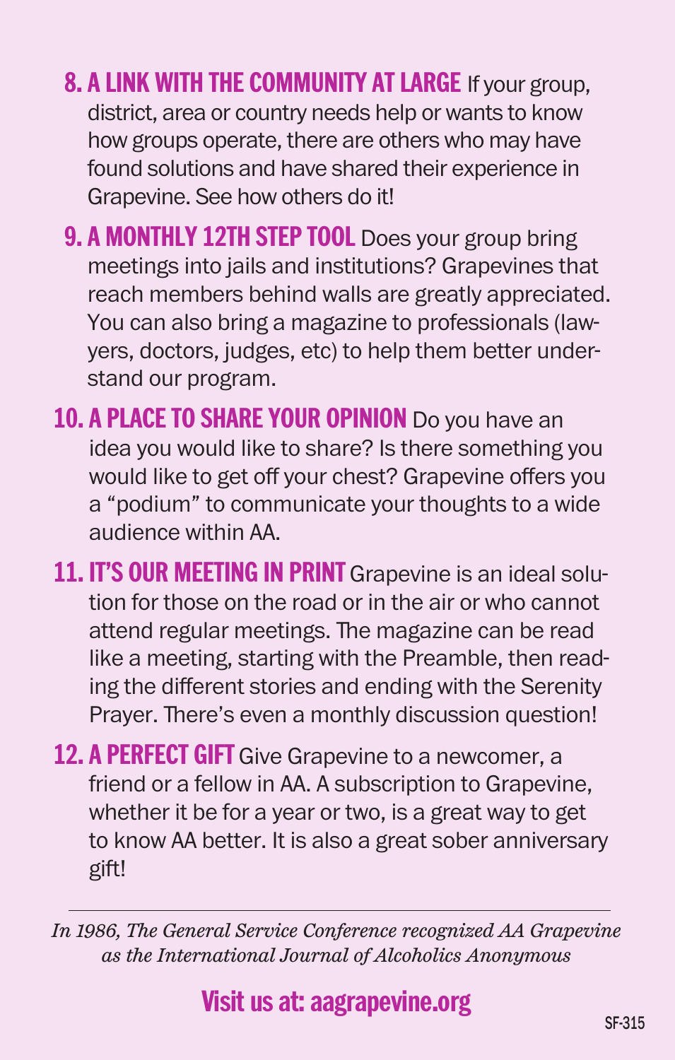8. **A LINK WITH THE COMMUNITY AT LARGE** If your group, district, area or country needs help or wants to know how groups operate, there are others who may have found solutions and have shared their experience in Grapevine. See how others do it!

9. **A MONTHLY 12TH STEP TOOL** Does your group bring meetings into jails and institutions? Grapevines that reach members behind walls are greatly appreciated. You can also bring a magazine to professionals (lawyers, doctors, judges, etc) to help them better understand our program.

10. **A PLACE TO SHARE YOUR OPINION** Do you have an idea you would like to share? Is there something you would like to get off your chest? Grapevine offers you a "podium" to communicate your thoughts to a wide audience within AA.

11. **IT'S OUR MEETING IN PRINT** Grapevine is an ideal solution for those on the road or in the air or who cannot attend regular meetings. The magazine can be read like a meeting, starting with the Preamble, then reading the different stories and ending with the Serenity Prayer. There's even a monthly discussion question!

12. **A PERFECT GIFT** Give Grapevine to a newcomer, a friend or a fellow in AA. A subscription to Grapevine, whether it be for a year or two, is a great way to get to know AA better. It is also a great sober anniversary gift!

---

*In 1986, The General Service Conference recognized AA Grapevine as the International Journal of Alcoholics Anonymous*

**Visit us at: aagrapevine.org**

SF-315